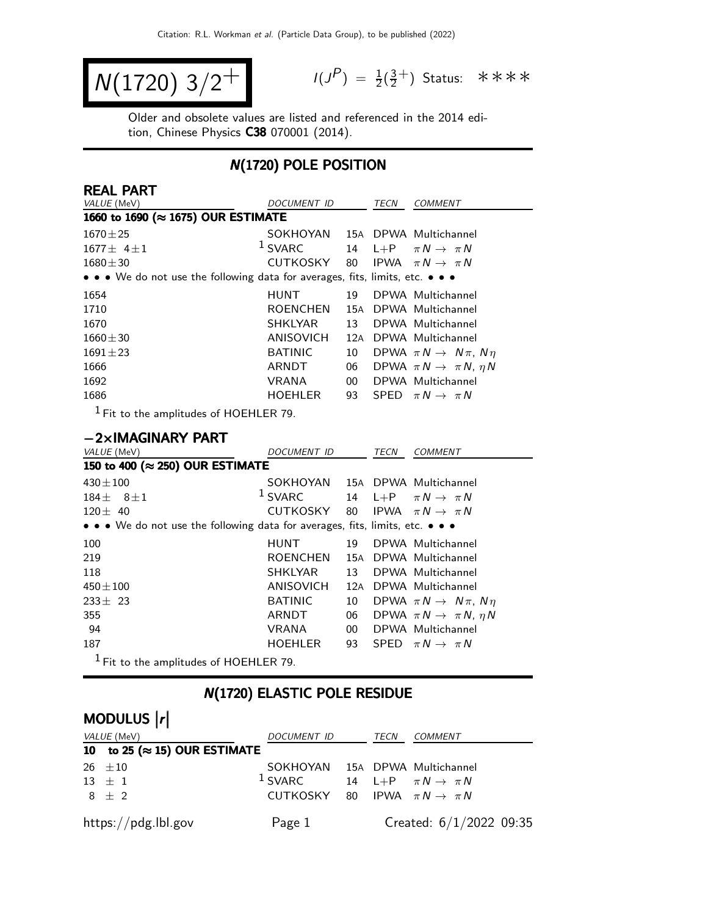# $N(1720)$ $3/2^+$

$I(J^P) = \frac{1}{2}(\frac{3}{2}^+)$ Status: ∗∗∗∗

Older and obsolete values are listed and referenced in the 2014 edition, Chinese Physics **C38** 070001 (2014).

## N(1720) POLE POSITION

### REAL PART

| VALUE (MeV) | DOCUMENT ID | | TECN | COMMENT |
|---|---|---|---|---|
| **1660 to 1690 (≈ 1675) OUR ESTIMATE** | | | | |
| $1670 \pm 25$ | SOKHOYAN | 15A | DPWA | Multichannel |
| $1677 \pm 4 \pm 1$ | [1] SVARC | 14 | L+P | $\pi N \to \pi N$ |
| $1680 \pm 30$ | CUTKOSKY | 80 | IPWA | $\pi N \to \pi N$ |
| • • • We do not use the following data for averages, fits, limits, etc. • • • | | | | |
| 1654 | HUNT | 19 | DPWA | Multichannel |
| 1710 | ROENCHEN | 15A | DPWA | Multichannel |
| 1670 | SHKLYAR | 13 | DPWA | Multichannel |
| $1660 \pm 30$ | ANISOVICH | 12A | DPWA | Multichannel |
| $1691 \pm 23$ | BATINIC | 10 | DPWA | $\pi N \to N\pi$, $N\eta$ |
| 1666 | ARNDT | 06 | DPWA | $\pi N \to \pi N$, $\eta N$ |
| 1692 | VRANA | 00 | DPWA | Multichannel |
| 1686 | HOEHLER | 93 | SPED | $\pi N \to \pi N$ |

[1] Fit to the amplitudes of HOEHLER 79.

### −2×IMAGINARY PART

| VALUE (MeV) | DOCUMENT ID | | TECN | COMMENT |
|---|---|---|---|---|
| **150 to 400 (≈ 250) OUR ESTIMATE** | | | | |
| $430 \pm 100$ | SOKHOYAN | 15A | DPWA | Multichannel |
| $184 \pm 8 \pm 1$ | [1] SVARC | 14 | L+P | $\pi N \to \pi N$ |
| $120 \pm 40$ | CUTKOSKY | 80 | IPWA | $\pi N \to \pi N$ |
| • • • We do not use the following data for averages, fits, limits, etc. • • • | | | | |
| 100 | HUNT | 19 | DPWA | Multichannel |
| 219 | ROENCHEN | 15A | DPWA | Multichannel |
| 118 | SHKLYAR | 13 | DPWA | Multichannel |
| $450 \pm 100$ | ANISOVICH | 12A | DPWA | Multichannel |
| $233 \pm 23$ | BATINIC | 10 | DPWA | $\pi N \to N\pi$, $N\eta$ |
| 355 | ARNDT | 06 | DPWA | $\pi N \to \pi N$, $\eta N$ |
| 94 | VRANA | 00 | DPWA | Multichannel |
| 187 | HOEHLER | 93 | SPED | $\pi N \to \pi N$ |

[1] Fit to the amplitudes of HOEHLER 79.

## N(1720) ELASTIC POLE RESIDUE

### MODULUS $|r|$

| VALUE (MeV) | DOCUMENT ID | | TECN | COMMENT |
|---|---|---|---|---|
| **10 to 25 (≈ 15) OUR ESTIMATE** | | | | |
| $26 \pm 10$ | SOKHOYAN | 15A | DPWA | Multichannel |
| $13 \pm 1$ | [1] SVARC | 14 | L+P | $\pi N \to \pi N$ |
| $8 \pm 2$ | CUTKOSKY | 80 | IPWA | $\pi N \to \pi N$ |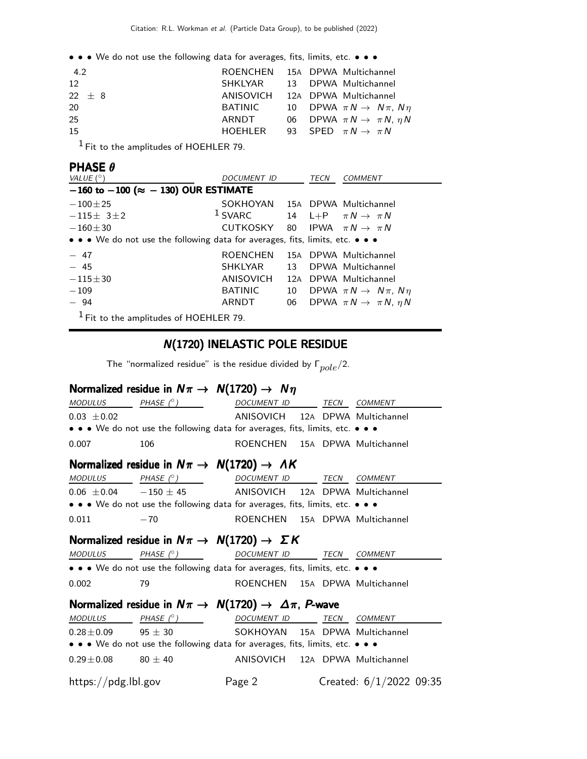• • • We do not use the following data for averages, fits, limits, etc. • • •

| VALUE | DOCUMENT ID | | TECN | COMMENT |
|---|---|---|---|---|
| 4.2 | ROENCHEN | 15A | DPWA | Multichannel |
| 12 | SHKLYAR | 13 | DPWA | Multichannel |
| 22 ± 8 | ANISOVICH | 12A | DPWA | Multichannel |
| 20 | BATINIC | 10 | DPWA | $\pi N \to N\pi$, $N\eta$ |
| 25 | ARNDT | 06 | DPWA | $\pi N \to \pi N$, $\eta N$ |
| 15 | HOEHLER | 93 | SPED | $\pi N \to \pi N$ |

[1] Fit to the amplitudes of HOEHLER 79.

## PHASE $\theta$

| VALUE (°) | DOCUMENT ID | | TECN | COMMENT |
|---|---|---|---|---|
| **−160 to −100 (≈ −130) OUR ESTIMATE** | | | | |
| −100±25 | SOKHOYAN | 15A | DPWA | Multichannel |
| −115± 3±2 | [1] SVARC | 14 | L+P | $\pi N \to \pi N$ |
| −160±30 | CUTKOSKY | 80 | IPWA | $\pi N \to \pi N$ |
| • • • We do not use the following data for averages, fits, limits, etc. • • • | | | | |
| − 47 | ROENCHEN | 15A | DPWA | Multichannel |
| − 45 | SHKLYAR | 13 | DPWA | Multichannel |
| −115±30 | ANISOVICH | 12A | DPWA | Multichannel |
| −109 | BATINIC | 10 | DPWA | $\pi N \to N\pi$, $N\eta$ |
| − 94 | ARNDT | 06 | DPWA | $\pi N \to \pi N$, $\eta N$ |

[1] Fit to the amplitudes of HOEHLER 79.

# N(1720) INELASTIC POLE RESIDUE

The "normalized residue" is the residue divided by $\Gamma_{pole}/2$.

### Normalized residue in $N\pi \to N(1720) \to N\eta$

| MODULUS | PHASE (°) | DOCUMENT ID | | TECN | COMMENT |
|---|---|---|---|---|---|
| 0.03 ±0.02 | | ANISOVICH | 12A | DPWA | Multichannel |
| • • • We do not use the following data for averages, fits, limits, etc. • • • | | | | | |
| 0.007 | 106 | ROENCHEN | 15A | DPWA | Multichannel |

### Normalized residue in $N\pi \to N(1720) \to \Lambda K$

| MODULUS | PHASE (°) | DOCUMENT ID | | TECN | COMMENT |
|---|---|---|---|---|---|
| 0.06 ±0.04 | −150 ± 45 | ANISOVICH | 12A | DPWA | Multichannel |
| • • • We do not use the following data for averages, fits, limits, etc. • • • | | | | | |
| 0.011 | −70 | ROENCHEN | 15A | DPWA | Multichannel |

### Normalized residue in $N\pi \to N(1720) \to \Sigma K$

| MODULUS | PHASE (°) | DOCUMENT ID | | TECN | COMMENT |
|---|---|---|---|---|---|
| • • • We do not use the following data for averages, fits, limits, etc. • • • | | | | | |
| 0.002 | 79 | ROENCHEN | 15A | DPWA | Multichannel |

### Normalized residue in $N\pi \to N(1720) \to \Delta\pi$, *P*-wave

| MODULUS | PHASE (°) | DOCUMENT ID | | TECN | COMMENT |
|---|---|---|---|---|---|
| 0.28±0.09 | 95 ± 30 | SOKHOYAN | 15A | DPWA | Multichannel |
| • • • We do not use the following data for averages, fits, limits, etc. • • • | | | | | |
| 0.29±0.08 | 80 ± 40 | ANISOVICH | 12A | DPWA | Multichannel |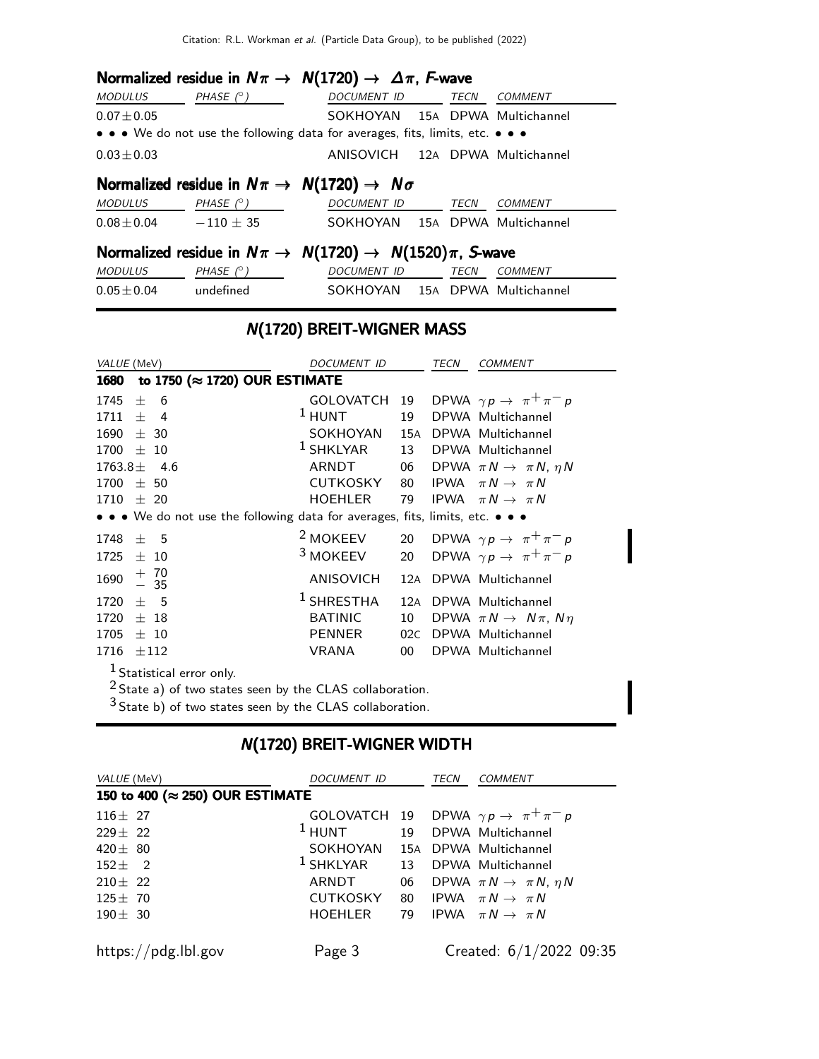### Normalized residue in $N\pi \rightarrow N(1720) \rightarrow \Delta\pi$, *F*-wave

| MODULUS | PHASE (°) | DOCUMENT ID | TECN | COMMENT |
|---|---|---|---|---|
| $0.07 \pm 0.05$ | | SOKHOYAN 15A | DPWA | Multichannel |
| • • • We do not use the following data for averages, fits, limits, etc. • • • | | | | |
| $0.03 \pm 0.03$ | | ANISOVICH 12A | DPWA | Multichannel |

### Normalized residue in $N\pi \rightarrow N(1720) \rightarrow N\sigma$

| MODULUS | PHASE (°) | DOCUMENT ID | TECN | COMMENT |
|---|---|---|---|---|
| $0.08 \pm 0.04$ | $-110 \pm 35$ | SOKHOYAN 15A | DPWA | Multichannel |

### Normalized residue in $N\pi \rightarrow N(1720) \rightarrow N(1520)\pi$, *S*-wave

| MODULUS | PHASE (°) | DOCUMENT ID | TECN | COMMENT |
|---|---|---|---|---|
| $0.05 \pm 0.04$ | undefined | SOKHOYAN 15A | DPWA | Multichannel |

## N(1720) BREIT-WIGNER MASS

| VALUE (MeV) | DOCUMENT ID | TECN | COMMENT |
|---|---|---|---|
| **1680 to 1750 (≈ 1720) OUR ESTIMATE** | | | |
| $1745 \pm 6$ | GOLOVATCH 19 | DPWA | $\gamma p \rightarrow \pi^+\pi^- p$ |
| $1711 \pm 4$ | [1] HUNT 19 | DPWA | Multichannel |
| $1690 \pm 30$ | SOKHOYAN 15A | DPWA | Multichannel |
| $1700 \pm 10$ | [1] SHKLYAR 13 | DPWA | Multichannel |
| $1763.8 \pm 4.6$ | ARNDT 06 | DPWA | $\pi N \rightarrow \pi N, \eta N$ |
| $1700 \pm 50$ | CUTKOSKY 80 | IPWA | $\pi N \rightarrow \pi N$ |
| $1710 \pm 20$ | HOEHLER 79 | IPWA | $\pi N \rightarrow \pi N$ |
| • • • We do not use the following data for averages, fits, limits, etc. • • • | | | |
| $1748 \pm 5$ | [2] MOKEEV 20 | DPWA | $\gamma p \rightarrow \pi^+\pi^- p$ |
| $1725 \pm 10$ | [3] MOKEEV 20 | DPWA | $\gamma p \rightarrow \pi^+\pi^- p$ |
| $1690 {}^{+70}_{-35}$ | ANISOVICH 12A | DPWA | Multichannel |
| $1720 \pm 5$ | [1] SHRESTHA 12A | DPWA | Multichannel |
| $1720 \pm 18$ | BATINIC 10 | DPWA | $\pi N \rightarrow N\pi, N\eta$ |
| $1705 \pm 10$ | PENNER 02C | DPWA | Multichannel |
| $1716 \pm 112$ | VRANA 00 | DPWA | Multichannel |

[1] Statistical error only.
[2] State a) of two states seen by the CLAS collaboration.
[3] State b) of two states seen by the CLAS collaboration.

## N(1720) BREIT-WIGNER WIDTH

| VALUE (MeV) | DOCUMENT ID | TECN | COMMENT |
|---|---|---|---|
| **150 to 400 (≈ 250) OUR ESTIMATE** | | | |
| $116 \pm 27$ | GOLOVATCH 19 | DPWA | $\gamma p \rightarrow \pi^+\pi^- p$ |
| $229 \pm 22$ | [1] HUNT 19 | DPWA | Multichannel |
| $420 \pm 80$ | SOKHOYAN 15A | DPWA | Multichannel |
| $152 \pm 2$ | [1] SHKLYAR 13 | DPWA | Multichannel |
| $210 \pm 22$ | ARNDT 06 | DPWA | $\pi N \rightarrow \pi N, \eta N$ |
| $125 \pm 70$ | CUTKOSKY 80 | IPWA | $\pi N \rightarrow \pi N$ |
| $190 \pm 30$ | HOEHLER 79 | IPWA | $\pi N \rightarrow \pi N$ |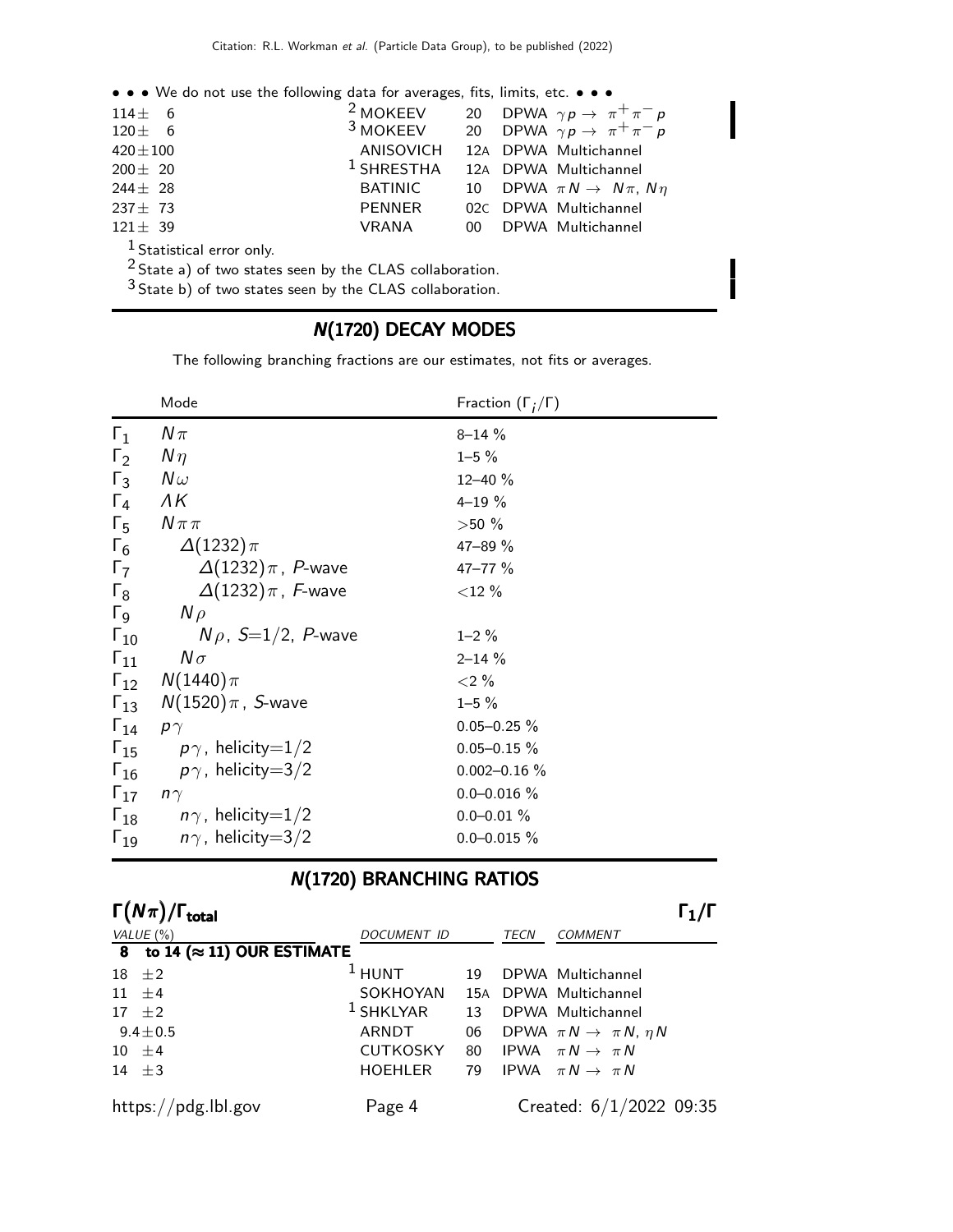• • • We do not use the following data for averages, fits, limits, etc. • • •

| | | | | |
|---|---|---|---|---|
| 114± 6 | [2] MOKEEV | 20 | DPWA | $\gamma p \rightarrow \pi^+ \pi^- p$ |
| 120± 6 | [3] MOKEEV | 20 | DPWA | $\gamma p \rightarrow \pi^+ \pi^- p$ |
| 420±100 | ANISOVICH | 12A | DPWA | Multichannel |
| 200± 20 | [1] SHRESTHA | 12A | DPWA | Multichannel |
| 244± 28 | BATINIC | 10 | DPWA | $\pi N \rightarrow N\pi$, $N\eta$ |
| 237± 73 | PENNER | 02C | DPWA | Multichannel |
| 121± 39 | VRANA | 00 | DPWA | Multichannel |

[1] Statistical error only.

[2] State a) of two states seen by the CLAS collaboration.

[3] State b) of two states seen by the CLAS collaboration.

## N(1720) DECAY MODES

The following branching fractions are our estimates, not fits or averages.

| | Mode | Fraction ($\Gamma_i/\Gamma$) |
|---|---|---|
| $\Gamma_1$ | $N\pi$ | 8–14 % |
| $\Gamma_2$ | $N\eta$ | 1–5 % |
| $\Gamma_3$ | $N\omega$ | 12–40 % |
| $\Gamma_4$ | $\Lambda K$ | 4–19 % |
| $\Gamma_5$ | $N\pi\pi$ | >50 % |
| $\Gamma_6$ | $\Delta(1232)\pi$ | 47–89 % |
| $\Gamma_7$ | $\Delta(1232)\pi$, $P$-wave | 47–77 % |
| $\Gamma_8$ | $\Delta(1232)\pi$, $F$-wave | <12 % |
| $\Gamma_9$ | $N\rho$ | |
| $\Gamma_{10}$ | $N\rho$, $S$=1/2, $P$-wave | 1–2 % |
| $\Gamma_{11}$ | $N\sigma$ | 2–14 % |
| $\Gamma_{12}$ | $N(1440)\pi$ | <2 % |
| $\Gamma_{13}$ | $N(1520)\pi$, $S$-wave | 1–5 % |
| $\Gamma_{14}$ | $p\gamma$ | 0.05–0.25 % |
| $\Gamma_{15}$ | $p\gamma$, helicity=1/2 | 0.05–0.15 % |
| $\Gamma_{16}$ | $p\gamma$, helicity=3/2 | 0.002–0.16 % |
| $\Gamma_{17}$ | $n\gamma$ | 0.0–0.016 % |
| $\Gamma_{18}$ | $n\gamma$, helicity=1/2 | 0.0–0.01 % |
| $\Gamma_{19}$ | $n\gamma$, helicity=3/2 | 0.0–0.015 % |

## N(1720) BRANCHING RATIOS

### $\Gamma(N\pi)/\Gamma_{total}$ $\Gamma_1/\Gamma$

| VALUE (%) | DOCUMENT ID | | TECN | COMMENT |
|---|---|---|---|---|
| **8 to 14 (≈ 11) OUR ESTIMATE** | | | | |
| 18 ±2 | [1] HUNT | 19 | DPWA | Multichannel |
| 11 ±4 | SOKHOYAN | 15A | DPWA | Multichannel |
| 17 ±2 | [1] SHKLYAR | 13 | DPWA | Multichannel |
| 9.4±0.5 | ARNDT | 06 | DPWA | $\pi N \rightarrow \pi N$, $\eta N$ |
| 10 ±4 | CUTKOSKY | 80 | IPWA | $\pi N \rightarrow \pi N$ |
| 14 ±3 | HOEHLER | 79 | IPWA | $\pi N \rightarrow \pi N$ |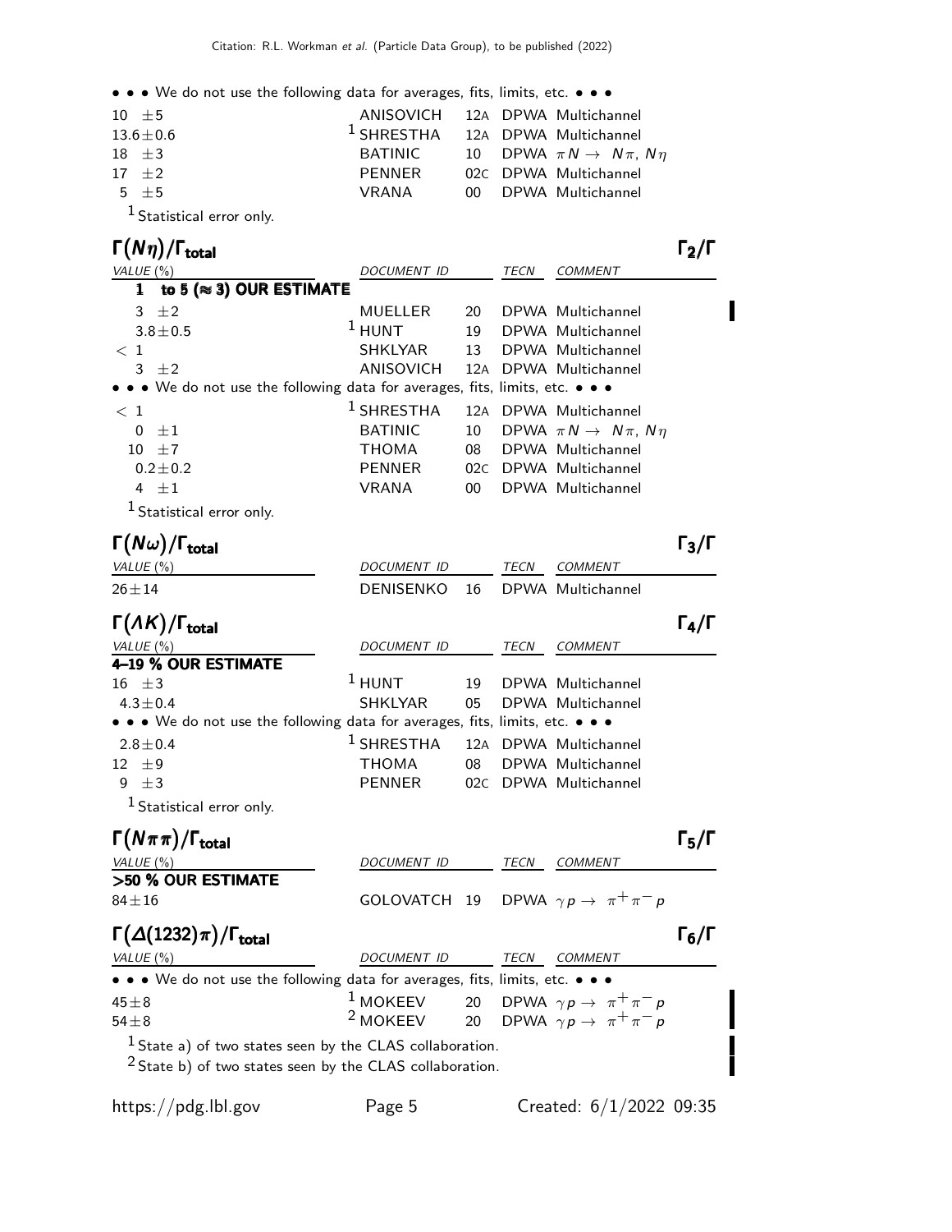• • • We do not use the following data for averages, fits, limits, etc. • • •

| VALUE | DOCUMENT ID | | TECN | COMMENT |
|---|---|---|---|---|
| 10 ±5 | ANISOVICH | 12A | DPWA | Multichannel |
| 13.6±0.6 | [1] SHRESTHA | 12A | DPWA | Multichannel |
| 18 ±3 | BATINIC | 10 | DPWA | $\pi N \to N\pi$, $N\eta$ |
| 17 ±2 | PENNER | 02C | DPWA | Multichannel |
| 5 ±5 | VRANA | 00 | DPWA | Multichannel |

[1] Statistical error only.

## $\Gamma(N\eta)/\Gamma_{\text{total}}$ — $\Gamma_2/\Gamma$

| VALUE (%) | DOCUMENT ID | | TECN | COMMENT |
|---|---|---|---|---|
| **1 to 5 (≈ 3) OUR ESTIMATE** | | | | |
| 3 ±2 | MUELLER | 20 | DPWA | Multichannel |
| 3.8±0.5 | [1] HUNT | 19 | DPWA | Multichannel |
| < 1 | SHKLYAR | 13 | DPWA | Multichannel |
| 3 ±2 | ANISOVICH | 12A | DPWA | Multichannel |
| • • • We do not use the following data for averages, fits, limits, etc. • • • | | | | |
| < 1 | [1] SHRESTHA | 12A | DPWA | Multichannel |
| 0 ±1 | BATINIC | 10 | DPWA | $\pi N \to N\pi$, $N\eta$ |
| 10 ±7 | THOMA | 08 | DPWA | Multichannel |
| 0.2±0.2 | PENNER | 02C | DPWA | Multichannel |
| 4 ±1 | VRANA | 00 | DPWA | Multichannel |

[1] Statistical error only.

## $\Gamma(N\omega)/\Gamma_{\text{total}}$ — $\Gamma_3/\Gamma$

| VALUE (%) | DOCUMENT ID | | TECN | COMMENT |
|---|---|---|---|---|
| 26±14 | DENISENKO | 16 | DPWA | Multichannel |

## $\Gamma(\Lambda K)/\Gamma_{\text{total}}$ — $\Gamma_4/\Gamma$

| VALUE (%) | DOCUMENT ID | | TECN | COMMENT |
|---|---|---|---|---|
| **4–19 % OUR ESTIMATE** | | | | |
| 16 ±3 | [1] HUNT | 19 | DPWA | Multichannel |
| 4.3±0.4 | SHKLYAR | 05 | DPWA | Multichannel |
| • • • We do not use the following data for averages, fits, limits, etc. • • • | | | | |
| 2.8±0.4 | [1] SHRESTHA | 12A | DPWA | Multichannel |
| 12 ±9 | THOMA | 08 | DPWA | Multichannel |
| 9 ±3 | PENNER | 02C | DPWA | Multichannel |

[1] Statistical error only.

## $\Gamma(N\pi\pi)/\Gamma_{\text{total}}$ — $\Gamma_5/\Gamma$

| VALUE (%) | DOCUMENT ID | | TECN | COMMENT |
|---|---|---|---|---|
| **>50 % OUR ESTIMATE** | | | | |
| 84±16 | GOLOVATCH | 19 | DPWA | $\gamma p \to \pi^+\pi^- p$ |

## $\Gamma(\Delta(1232)\pi)/\Gamma_{\text{total}}$ — $\Gamma_6/\Gamma$

| VALUE (%) | DOCUMENT ID | | TECN | COMMENT |
|---|---|---|---|---|
| • • • We do not use the following data for averages, fits, limits, etc. • • • | | | | |
| 45±8 | [1] MOKEEV | 20 | DPWA | $\gamma p \to \pi^+\pi^- p$ |
| 54±8 | [2] MOKEEV | 20 | DPWA | $\gamma p \to \pi^+\pi^- p$ |

[1] State a) of two states seen by the CLAS collaboration.

[2] State b) of two states seen by the CLAS collaboration.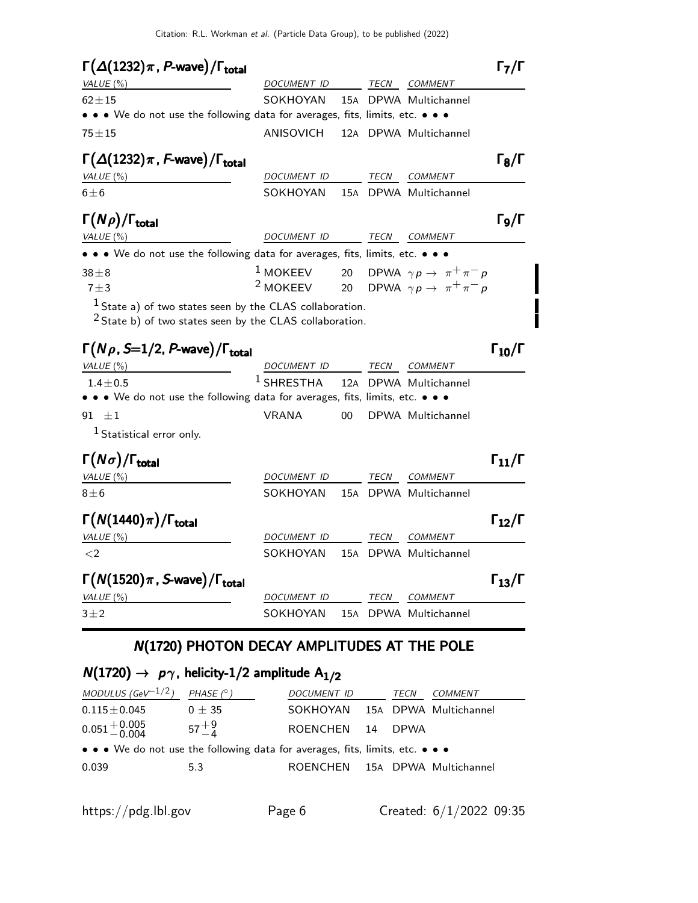### $\Gamma\big(\Delta(1232)\pi,\ P\text{-wave}\big)/\Gamma_{\rm total}$ $\Gamma_7/\Gamma$

| VALUE (%) | DOCUMENT ID | | TECN | COMMENT |
|---|---|---|---|---|
| $62\pm15$ | SOKHOYAN | 15A | DPWA | Multichannel |
| • • • We do not use the following data for averages, fits, limits, etc. • • • | | | | |
| $75\pm15$ | ANISOVICH | 12A | DPWA | Multichannel |

### $\Gamma\big(\Delta(1232)\pi,\ F\text{-wave}\big)/\Gamma_{\rm total}$ $\Gamma_8/\Gamma$

| VALUE (%) | DOCUMENT ID | | TECN | COMMENT |
|---|---|---|---|---|
| $6\pm6$ | SOKHOYAN | 15A | DPWA | Multichannel |

### $\Gamma\big(N\rho\big)/\Gamma_{\rm total}$ $\Gamma_9/\Gamma$

| VALUE (%) | DOCUMENT ID | | TECN | COMMENT |
|---|---|---|---|---|
| • • • We do not use the following data for averages, fits, limits, etc. • • • | | | | |
| $38\pm8$ | [1] MOKEEV | 20 | DPWA | $\gamma p \to \pi^+\pi^- p$ |
| $7\pm3$ | [2] MOKEEV | 20 | DPWA | $\gamma p \to \pi^+\pi^- p$ |

[1] State a) of two states seen by the CLAS collaboration.
[2] State b) of two states seen by the CLAS collaboration.

### $\Gamma\big(N\rho,\ S{=}1/2,\ P\text{-wave}\big)/\Gamma_{\rm total}$ $\Gamma_{10}/\Gamma$

| VALUE (%) | DOCUMENT ID | | TECN | COMMENT |
|---|---|---|---|---|
| $1.4\pm0.5$ | [1] SHRESTHA | 12A | DPWA | Multichannel |
| • • • We do not use the following data for averages, fits, limits, etc. • • • | | | | |
| $91\ \ \pm1$ | VRANA | 00 | DPWA | Multichannel |

[1] Statistical error only.

### $\Gamma\big(N\sigma\big)/\Gamma_{\rm total}$ $\Gamma_{11}/\Gamma$

| VALUE (%) | DOCUMENT ID | | TECN | COMMENT |
|---|---|---|---|---|
| $8\pm6$ | SOKHOYAN | 15A | DPWA | Multichannel |

### $\Gamma\big(N(1440)\pi\big)/\Gamma_{\rm total}$ $\Gamma_{12}/\Gamma$

| VALUE (%) | DOCUMENT ID | | TECN | COMMENT |
|---|---|---|---|---|
| $<2$ | SOKHOYAN | 15A | DPWA | Multichannel |

### $\Gamma\big(N(1520)\pi,\ S\text{-wave}\big)/\Gamma_{\rm total}$ $\Gamma_{13}/\Gamma$

| VALUE (%) | DOCUMENT ID | | TECN | COMMENT |
|---|---|---|---|---|
| $3\pm2$ | SOKHOYAN | 15A | DPWA | Multichannel |

## N(1720) PHOTON DECAY AMPLITUDES AT THE POLE

### $N(1720) \to p\gamma$, helicity-1/2 amplitude $A_{1/2}$

| MODULUS ($\mathrm{GeV}^{-1/2}$) | PHASE ($^\circ$) | DOCUMENT ID | | TECN | COMMENT |
|---|---|---|---|---|---|
| $0.115\pm0.045$ | $0\pm35$ | SOKHOYAN | 15A | DPWA | Multichannel |
| $0.051^{+0.005}_{-0.004}$ | $57^{+9}_{-4}$ | ROENCHEN | 14 | DPWA | |
| • • • We do not use the following data for averages, fits, limits, etc. • • • | | | | | |
| 0.039 | 5.3 | ROENCHEN | 15A | DPWA | Multichannel |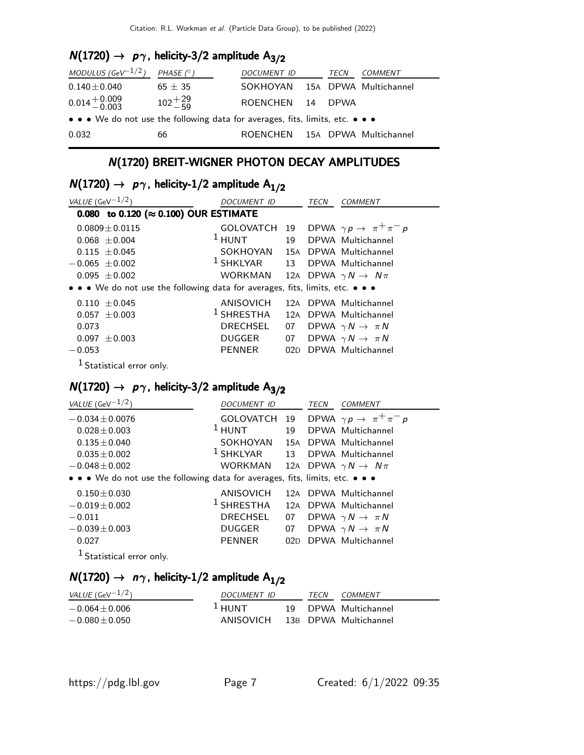## $N(1720) \to p\gamma$, helicity-3/2 amplitude $A_{3/2}$

| MODULUS ($GeV^{-1/2}$) | PHASE ($^\circ$) | DOCUMENT ID | | TECN | COMMENT |
|---|---|---|---|---|---|
| $0.140 \pm 0.040$ | $65 \pm 35$ | SOKHOYAN | 15A | DPWA | Multichannel |
| $0.014^{+0.009}_{-0.003}$ | $102^{+29}_{-59}$ | ROENCHEN | 14 | DPWA | |
| • • • We do not use the following data for averages, fits, limits, etc. • • • | | | | | |
| 0.032 | 66 | ROENCHEN | 15A | DPWA | Multichannel |

## N(1720) BREIT-WIGNER PHOTON DECAY AMPLITUDES

## $N(1720) \to p\gamma$, helicity-1/2 amplitude $A_{1/2}$

| VALUE ($GeV^{-1/2}$) | DOCUMENT ID | | TECN | COMMENT |
|---|---|---|---|---|
| **0.080 to 0.120 (≈ 0.100) OUR ESTIMATE** | | | | |
| $0.0809 \pm 0.0115$ | GOLOVATCH | 19 | DPWA | $\gamma p \to \pi^+ \pi^- p$ |
| $0.068 \pm 0.004$ | [1] HUNT | 19 | DPWA | Multichannel |
| $0.115 \pm 0.045$ | SOKHOYAN | 15A | DPWA | Multichannel |
| $-0.065 \pm 0.002$ | [1] SHKLYAR | 13 | DPWA | Multichannel |
| $0.095 \pm 0.002$ | WORKMAN | 12A | DPWA | $\gamma N \to N\pi$ |
| • • • We do not use the following data for averages, fits, limits, etc. • • • | | | | |
| $0.110 \pm 0.045$ | ANISOVICH | 12A | DPWA | Multichannel |
| $0.057 \pm 0.003$ | [1] SHRESTHA | 12A | DPWA | Multichannel |
| 0.073 | DRECHSEL | 07 | DPWA | $\gamma N \to \pi N$ |
| $0.097 \pm 0.003$ | DUGGER | 07 | DPWA | $\gamma N \to \pi N$ |
| $-0.053$ | PENNER | 02D | DPWA | Multichannel |

[1] Statistical error only.

## $N(1720) \to p\gamma$, helicity-3/2 amplitude $A_{3/2}$

| VALUE ($GeV^{-1/2}$) | DOCUMENT ID | | TECN | COMMENT |
|---|---|---|---|---|
| $-0.034 \pm 0.0076$ | GOLOVATCH | 19 | DPWA | $\gamma p \to \pi^+ \pi^- p$ |
| $0.028 \pm 0.003$ | [1] HUNT | 19 | DPWA | Multichannel |
| $0.135 \pm 0.040$ | SOKHOYAN | 15A | DPWA | Multichannel |
| $0.035 \pm 0.002$ | [1] SHKLYAR | 13 | DPWA | Multichannel |
| $-0.048 \pm 0.002$ | WORKMAN | 12A | DPWA | $\gamma N \to N\pi$ |
| • • • We do not use the following data for averages, fits, limits, etc. • • • | | | | |
| $0.150 \pm 0.030$ | ANISOVICH | 12A | DPWA | Multichannel |
| $-0.019 \pm 0.002$ | [1] SHRESTHA | 12A | DPWA | Multichannel |
| $-0.011$ | DRECHSEL | 07 | DPWA | $\gamma N \to \pi N$ |
| $-0.039 \pm 0.003$ | DUGGER | 07 | DPWA | $\gamma N \to \pi N$ |
| 0.027 | PENNER | 02D | DPWA | Multichannel |

[1] Statistical error only.

## $N(1720) \to n\gamma$, helicity-1/2 amplitude $A_{1/2}$

| VALUE ($GeV^{-1/2}$) | DOCUMENT ID | | TECN | COMMENT |
|---|---|---|---|---|
| $-0.064 \pm 0.006$ | [1] HUNT | 19 | DPWA | Multichannel |
| $-0.080 \pm 0.050$ | ANISOVICH | 13B | DPWA | Multichannel |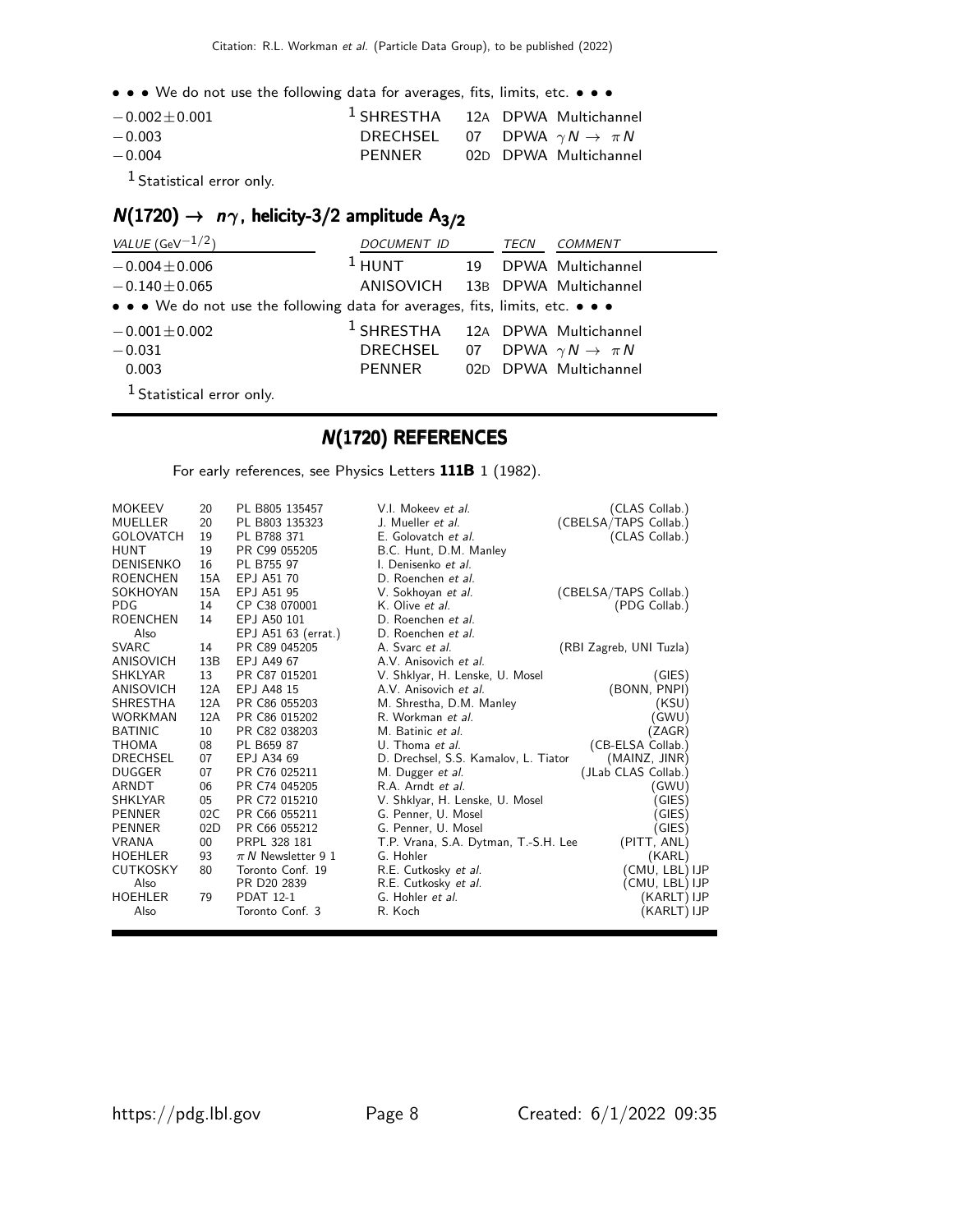• • • We do not use the following data for averages, fits, limits, etc. • • •

| | | | |
|---|---|---|---|
| $-0.002 \pm 0.001$ | [1] SHRESTHA | 12A | DPWA Multichannel |
| $-0.003$ | DRECHSEL | 07 | DPWA $\gamma N \to \pi N$ |
| $-0.004$ | PENNER | 02D | DPWA Multichannel |

[1] Statistical error only.

## $N(1720) \to n\gamma$, helicity-3/2 amplitude $A_{3/2}$

| VALUE ($\text{GeV}^{-1/2}$) | DOCUMENT ID | | TECN | COMMENT |
|---|---|---|---|---|
| $-0.004 \pm 0.006$ | [1] HUNT | 19 | DPWA | Multichannel |
| $-0.140 \pm 0.065$ | ANISOVICH | 13B | DPWA | Multichannel |
| • • • We do not use the following data for averages, fits, limits, etc. • • • | | | | |
| $-0.001 \pm 0.002$ | [1] SHRESTHA | 12A | DPWA | Multichannel |
| $-0.031$ | DRECHSEL | 07 | DPWA | $\gamma N \to \pi N$ |
| $0.003$ | PENNER | 02D | DPWA | Multichannel |

[1] Statistical error only.

## N(1720) REFERENCES

For early references, see Physics Letters **111B** 1 (1982).

| | | | | |
|---|---|---|---|---|
| MOKEEV | 20 | PL B805 135457 | V.I. Mokeev *et al.* | (CLAS Collab.) |
| MUELLER | 20 | PL B803 135323 | J. Mueller *et al.* | (CBELSA/TAPS Collab.) |
| GOLOVATCH | 19 | PL B788 371 | E. Golovatch *et al.* | (CLAS Collab.) |
| HUNT | 19 | PR C99 055205 | B.C. Hunt, D.M. Manley | |
| DENISENKO | 16 | PL B755 97 | I. Denisenko *et al.* | |
| ROENCHEN | 15A | EPJ A51 70 | D. Roenchen *et al.* | |
| SOKHOYAN | 15A | EPJ A51 95 | V. Sokhoyan *et al.* | (CBELSA/TAPS Collab.) |
| PDG | 14 | CP C38 070001 | K. Olive *et al.* | (PDG Collab.) |
| ROENCHEN | 14 | EPJ A50 101 | D. Roenchen *et al.* | |
| Also | | EPJ A51 63 (errat.) | D. Roenchen *et al.* | |
| SVARC | 14 | PR C89 045205 | A. Svarc *et al.* | (RBI Zagreb, UNI Tuzla) |
| ANISOVICH | 13B | EPJ A49 67 | A.V. Anisovich *et al.* | |
| SHKLYAR | 13 | PR C87 015201 | V. Shklyar, H. Lenske, U. Mosel | (GIES) |
| ANISOVICH | 12A | EPJ A48 15 | A.V. Anisovich *et al.* | (BONN, PNPI) |
| SHRESTHA | 12A | PR C86 055203 | M. Shrestha, D.M. Manley | (KSU) |
| WORKMAN | 12A | PR C86 015202 | R. Workman *et al.* | (GWU) |
| BATINIC | 10 | PR C82 038203 | M. Batinic *et al.* | (ZAGR) |
| THOMA | 08 | PL B659 87 | U. Thoma *et al.* | (CB-ELSA Collab.) |
| DRECHSEL | 07 | EPJ A34 69 | D. Drechsel, S.S. Kamalov, L. Tiator | (MAINZ, JINR) |
| DUGGER | 07 | PR C76 025211 | M. Dugger *et al.* | (JLab CLAS Collab.) |
| ARNDT | 06 | PR C74 045205 | R.A. Arndt *et al.* | (GWU) |
| SHKLYAR | 05 | PR C72 015210 | V. Shklyar, H. Lenske, U. Mosel | (GIES) |
| PENNER | 02C | PR C66 055211 | G. Penner, U. Mosel | (GIES) |
| PENNER | 02D | PR C66 055212 | G. Penner, U. Mosel | (GIES) |
| VRANA | 00 | PRPL 328 181 | T.P. Vrana, S.A. Dytman, T.-S.H. Lee | (PITT, ANL) |
| HOEHLER | 93 | $\pi N$ Newsletter 9 1 | G. Hohler | (KARL) |
| CUTKOSKY | 80 | Toronto Conf. 19 | R.E. Cutkosky *et al.* | (CMU, LBL) IJP |
| Also | | PR D20 2839 | R.E. Cutkosky *et al.* | (CMU, LBL) IJP |
| HOEHLER | 79 | PDAT 12-1 | G. Hohler *et al.* | (KARLT) IJP |
| Also | | Toronto Conf. 3 | R. Koch | (KARLT) IJP |